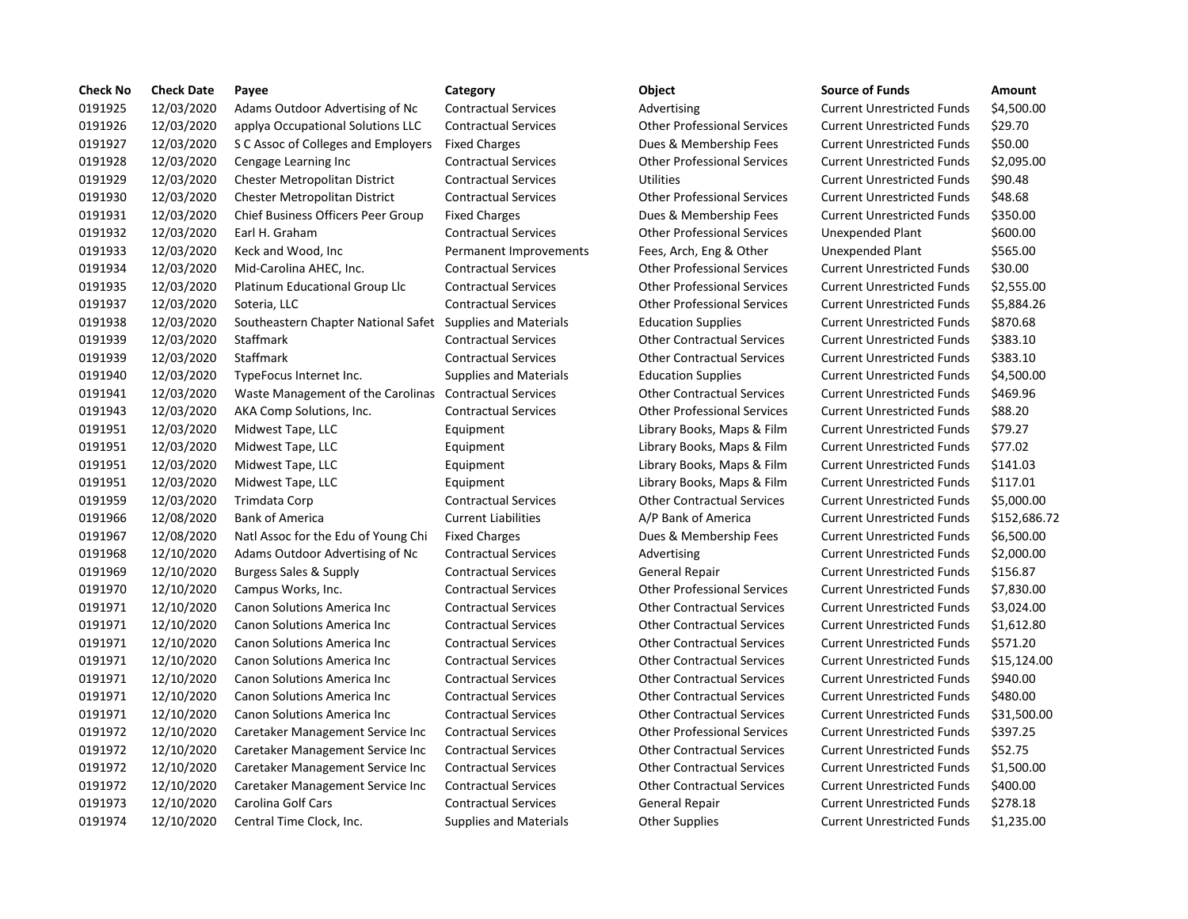| Check No | Check Date | Payee | Category | Object | Source of Funds | Amount |
|---|---|---|---|---|---|---|
| 0191925 | 12/03/2020 | Adams Outdoor Advertising of Nc | Contractual Services | Advertising | Current Unrestricted Funds | $4,500.00 |
| 0191926 | 12/03/2020 | applya Occupational Solutions LLC | Contractual Services | Other Professional Services | Current Unrestricted Funds | $29.70 |
| 0191927 | 12/03/2020 | S C Assoc of Colleges and Employers | Fixed Charges | Dues & Membership Fees | Current Unrestricted Funds | $50.00 |
| 0191928 | 12/03/2020 | Cengage Learning Inc | Contractual Services | Other Professional Services | Current Unrestricted Funds | $2,095.00 |
| 0191929 | 12/03/2020 | Chester Metropolitan District | Contractual Services | Utilities | Current Unrestricted Funds | $90.48 |
| 0191930 | 12/03/2020 | Chester Metropolitan District | Contractual Services | Other Professional Services | Current Unrestricted Funds | $48.68 |
| 0191931 | 12/03/2020 | Chief Business Officers Peer Group | Fixed Charges | Dues & Membership Fees | Current Unrestricted Funds | $350.00 |
| 0191932 | 12/03/2020 | Earl H. Graham | Contractual Services | Other Professional Services | Unexpended Plant | $600.00 |
| 0191933 | 12/03/2020 | Keck and Wood, Inc | Permanent Improvements | Fees, Arch, Eng & Other | Unexpended Plant | $565.00 |
| 0191934 | 12/03/2020 | Mid-Carolina AHEC, Inc. | Contractual Services | Other Professional Services | Current Unrestricted Funds | $30.00 |
| 0191935 | 12/03/2020 | Platinum Educational Group Llc | Contractual Services | Other Professional Services | Current Unrestricted Funds | $2,555.00 |
| 0191937 | 12/03/2020 | Soteria, LLC | Contractual Services | Other Professional Services | Current Unrestricted Funds | $5,884.26 |
| 0191938 | 12/03/2020 | Southeastern Chapter National Safet | Supplies and Materials | Education Supplies | Current Unrestricted Funds | $870.68 |
| 0191939 | 12/03/2020 | Staffmark | Contractual Services | Other Contractual Services | Current Unrestricted Funds | $383.10 |
| 0191939 | 12/03/2020 | Staffmark | Contractual Services | Other Contractual Services | Current Unrestricted Funds | $383.10 |
| 0191940 | 12/03/2020 | TypeFocus Internet Inc. | Supplies and Materials | Education Supplies | Current Unrestricted Funds | $4,500.00 |
| 0191941 | 12/03/2020 | Waste Management of the Carolinas | Contractual Services | Other Contractual Services | Current Unrestricted Funds | $469.96 |
| 0191943 | 12/03/2020 | AKA Comp Solutions, Inc. | Contractual Services | Other Professional Services | Current Unrestricted Funds | $88.20 |
| 0191951 | 12/03/2020 | Midwest Tape, LLC | Equipment | Library Books, Maps & Film | Current Unrestricted Funds | $79.27 |
| 0191951 | 12/03/2020 | Midwest Tape, LLC | Equipment | Library Books, Maps & Film | Current Unrestricted Funds | $77.02 |
| 0191951 | 12/03/2020 | Midwest Tape, LLC | Equipment | Library Books, Maps & Film | Current Unrestricted Funds | $141.03 |
| 0191951 | 12/03/2020 | Midwest Tape, LLC | Equipment | Library Books, Maps & Film | Current Unrestricted Funds | $117.01 |
| 0191959 | 12/03/2020 | Trimdata Corp | Contractual Services | Other Contractual Services | Current Unrestricted Funds | $5,000.00 |
| 0191966 | 12/08/2020 | Bank of America | Current Liabilities | A/P Bank of America | Current Unrestricted Funds | $152,686.72 |
| 0191967 | 12/08/2020 | Natl Assoc for the Edu of Young Chi | Fixed Charges | Dues & Membership Fees | Current Unrestricted Funds | $6,500.00 |
| 0191968 | 12/10/2020 | Adams Outdoor Advertising of Nc | Contractual Services | Advertising | Current Unrestricted Funds | $2,000.00 |
| 0191969 | 12/10/2020 | Burgess Sales & Supply | Contractual Services | General Repair | Current Unrestricted Funds | $156.87 |
| 0191970 | 12/10/2020 | Campus Works, Inc. | Contractual Services | Other Professional Services | Current Unrestricted Funds | $7,830.00 |
| 0191971 | 12/10/2020 | Canon Solutions America Inc | Contractual Services | Other Contractual Services | Current Unrestricted Funds | $3,024.00 |
| 0191971 | 12/10/2020 | Canon Solutions America Inc | Contractual Services | Other Contractual Services | Current Unrestricted Funds | $1,612.80 |
| 0191971 | 12/10/2020 | Canon Solutions America Inc | Contractual Services | Other Contractual Services | Current Unrestricted Funds | $571.20 |
| 0191971 | 12/10/2020 | Canon Solutions America Inc | Contractual Services | Other Contractual Services | Current Unrestricted Funds | $15,124.00 |
| 0191971 | 12/10/2020 | Canon Solutions America Inc | Contractual Services | Other Contractual Services | Current Unrestricted Funds | $940.00 |
| 0191971 | 12/10/2020 | Canon Solutions America Inc | Contractual Services | Other Contractual Services | Current Unrestricted Funds | $480.00 |
| 0191971 | 12/10/2020 | Canon Solutions America Inc | Contractual Services | Other Contractual Services | Current Unrestricted Funds | $31,500.00 |
| 0191972 | 12/10/2020 | Caretaker Management Service Inc | Contractual Services | Other Professional Services | Current Unrestricted Funds | $397.25 |
| 0191972 | 12/10/2020 | Caretaker Management Service Inc | Contractual Services | Other Contractual Services | Current Unrestricted Funds | $52.75 |
| 0191972 | 12/10/2020 | Caretaker Management Service Inc | Contractual Services | Other Contractual Services | Current Unrestricted Funds | $1,500.00 |
| 0191972 | 12/10/2020 | Caretaker Management Service Inc | Contractual Services | Other Contractual Services | Current Unrestricted Funds | $400.00 |
| 0191973 | 12/10/2020 | Carolina Golf Cars | Contractual Services | General Repair | Current Unrestricted Funds | $278.18 |
| 0191974 | 12/10/2020 | Central Time Clock, Inc. | Supplies and Materials | Other Supplies | Current Unrestricted Funds | $1,235.00 |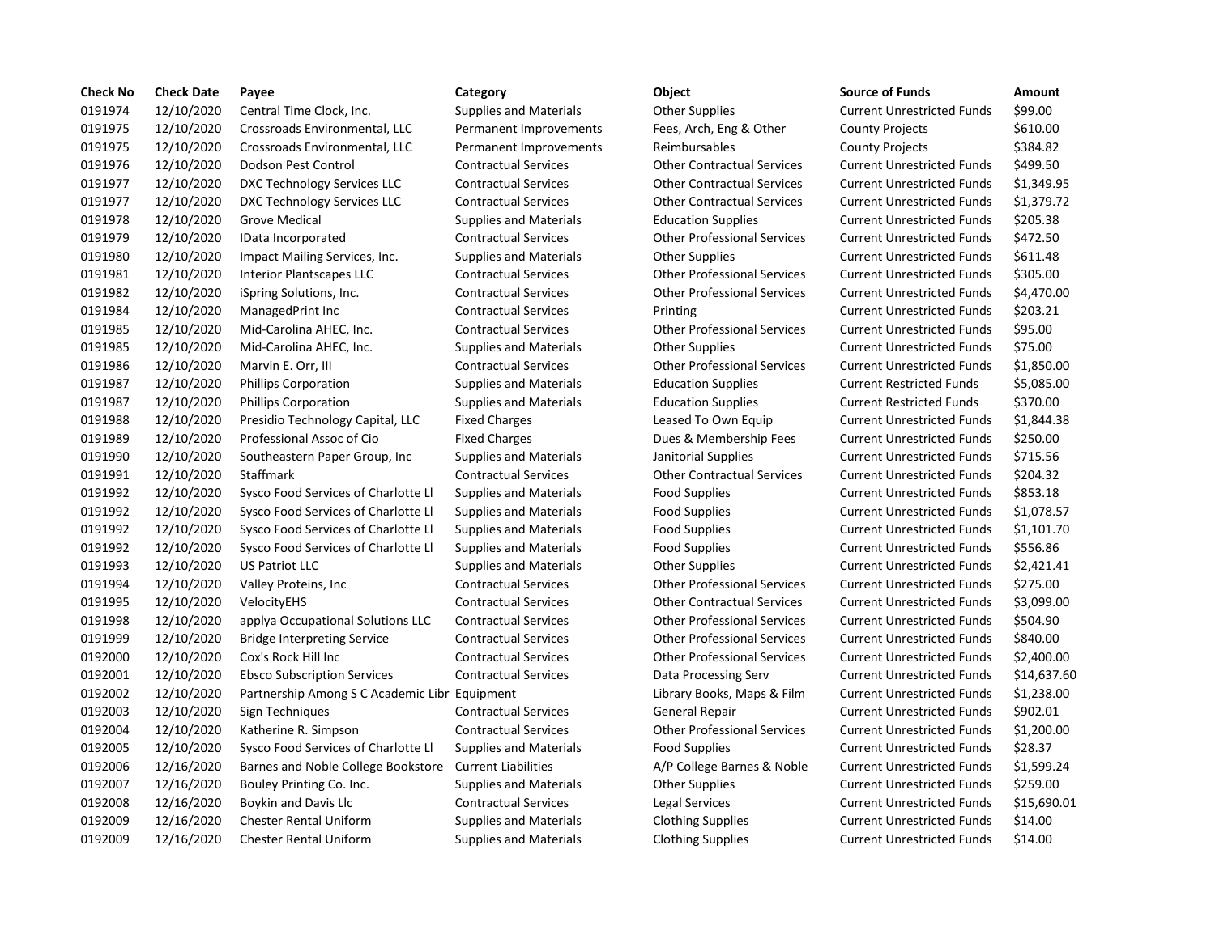| Check No | Check Date | Payee | Category | Object | Source of Funds | Amount |
|---|---|---|---|---|---|---|
| 0191974 | 12/10/2020 | Central Time Clock, Inc. | Supplies and Materials | Other Supplies | Current Unrestricted Funds | $99.00 |
| 0191975 | 12/10/2020 | Crossroads Environmental, LLC | Permanent Improvements | Fees, Arch, Eng & Other | County Projects | $610.00 |
| 0191975 | 12/10/2020 | Crossroads Environmental, LLC | Permanent Improvements | Reimbursables | County Projects | $384.82 |
| 0191976 | 12/10/2020 | Dodson Pest Control | Contractual Services | Other Contractual Services | Current Unrestricted Funds | $499.50 |
| 0191977 | 12/10/2020 | DXC Technology Services LLC | Contractual Services | Other Contractual Services | Current Unrestricted Funds | $1,349.95 |
| 0191977 | 12/10/2020 | DXC Technology Services LLC | Contractual Services | Other Contractual Services | Current Unrestricted Funds | $1,379.72 |
| 0191978 | 12/10/2020 | Grove Medical | Supplies and Materials | Education Supplies | Current Unrestricted Funds | $205.38 |
| 0191979 | 12/10/2020 | IData Incorporated | Contractual Services | Other Professional Services | Current Unrestricted Funds | $472.50 |
| 0191980 | 12/10/2020 | Impact Mailing Services, Inc. | Supplies and Materials | Other Supplies | Current Unrestricted Funds | $611.48 |
| 0191981 | 12/10/2020 | Interior Plantscapes LLC | Contractual Services | Other Professional Services | Current Unrestricted Funds | $305.00 |
| 0191982 | 12/10/2020 | iSpring Solutions, Inc. | Contractual Services | Other Professional Services | Current Unrestricted Funds | $4,470.00 |
| 0191984 | 12/10/2020 | ManagedPrint Inc | Contractual Services | Printing | Current Unrestricted Funds | $203.21 |
| 0191985 | 12/10/2020 | Mid-Carolina AHEC, Inc. | Contractual Services | Other Professional Services | Current Unrestricted Funds | $95.00 |
| 0191985 | 12/10/2020 | Mid-Carolina AHEC, Inc. | Supplies and Materials | Other Supplies | Current Unrestricted Funds | $75.00 |
| 0191986 | 12/10/2020 | Marvin E. Orr, III | Contractual Services | Other Professional Services | Current Unrestricted Funds | $1,850.00 |
| 0191987 | 12/10/2020 | Phillips Corporation | Supplies and Materials | Education Supplies | Current Restricted Funds | $5,085.00 |
| 0191987 | 12/10/2020 | Phillips Corporation | Supplies and Materials | Education Supplies | Current Restricted Funds | $370.00 |
| 0191988 | 12/10/2020 | Presidio Technology Capital, LLC | Fixed Charges | Leased To Own Equip | Current Unrestricted Funds | $1,844.38 |
| 0191989 | 12/10/2020 | Professional Assoc of Cio | Fixed Charges | Dues & Membership Fees | Current Unrestricted Funds | $250.00 |
| 0191990 | 12/10/2020 | Southeastern Paper Group, Inc | Supplies and Materials | Janitorial Supplies | Current Unrestricted Funds | $715.56 |
| 0191991 | 12/10/2020 | Staffmark | Contractual Services | Other Contractual Services | Current Unrestricted Funds | $204.32 |
| 0191992 | 12/10/2020 | Sysco Food Services of Charlotte Ll | Supplies and Materials | Food Supplies | Current Unrestricted Funds | $853.18 |
| 0191992 | 12/10/2020 | Sysco Food Services of Charlotte Ll | Supplies and Materials | Food Supplies | Current Unrestricted Funds | $1,078.57 |
| 0191992 | 12/10/2020 | Sysco Food Services of Charlotte Ll | Supplies and Materials | Food Supplies | Current Unrestricted Funds | $1,101.70 |
| 0191992 | 12/10/2020 | Sysco Food Services of Charlotte Ll | Supplies and Materials | Food Supplies | Current Unrestricted Funds | $556.86 |
| 0191993 | 12/10/2020 | US Patriot LLC | Supplies and Materials | Other Supplies | Current Unrestricted Funds | $2,421.41 |
| 0191994 | 12/10/2020 | Valley Proteins, Inc | Contractual Services | Other Professional Services | Current Unrestricted Funds | $275.00 |
| 0191995 | 12/10/2020 | VelocityEHS | Contractual Services | Other Contractual Services | Current Unrestricted Funds | $3,099.00 |
| 0191998 | 12/10/2020 | applya Occupational Solutions LLC | Contractual Services | Other Professional Services | Current Unrestricted Funds | $504.90 |
| 0191999 | 12/10/2020 | Bridge Interpreting Service | Contractual Services | Other Professional Services | Current Unrestricted Funds | $840.00 |
| 0192000 | 12/10/2020 | Cox's Rock Hill Inc | Contractual Services | Other Professional Services | Current Unrestricted Funds | $2,400.00 |
| 0192001 | 12/10/2020 | Ebsco Subscription Services | Contractual Services | Data Processing Serv | Current Unrestricted Funds | $14,637.60 |
| 0192002 | 12/10/2020 | Partnership Among S C Academic Libr | Equipment | Library Books, Maps & Film | Current Unrestricted Funds | $1,238.00 |
| 0192003 | 12/10/2020 | Sign Techniques | Contractual Services | General Repair | Current Unrestricted Funds | $902.01 |
| 0192004 | 12/10/2020 | Katherine R. Simpson | Contractual Services | Other Professional Services | Current Unrestricted Funds | $1,200.00 |
| 0192005 | 12/10/2020 | Sysco Food Services of Charlotte Ll | Supplies and Materials | Food Supplies | Current Unrestricted Funds | $28.37 |
| 0192006 | 12/16/2020 | Barnes and Noble College Bookstore | Current Liabilities | A/P College Barnes & Noble | Current Unrestricted Funds | $1,599.24 |
| 0192007 | 12/16/2020 | Bouley Printing Co. Inc. | Supplies and Materials | Other Supplies | Current Unrestricted Funds | $259.00 |
| 0192008 | 12/16/2020 | Boykin and Davis Llc | Contractual Services | Legal Services | Current Unrestricted Funds | $15,690.01 |
| 0192009 | 12/16/2020 | Chester Rental Uniform | Supplies and Materials | Clothing Supplies | Current Unrestricted Funds | $14.00 |
| 0192009 | 12/16/2020 | Chester Rental Uniform | Supplies and Materials | Clothing Supplies | Current Unrestricted Funds | $14.00 |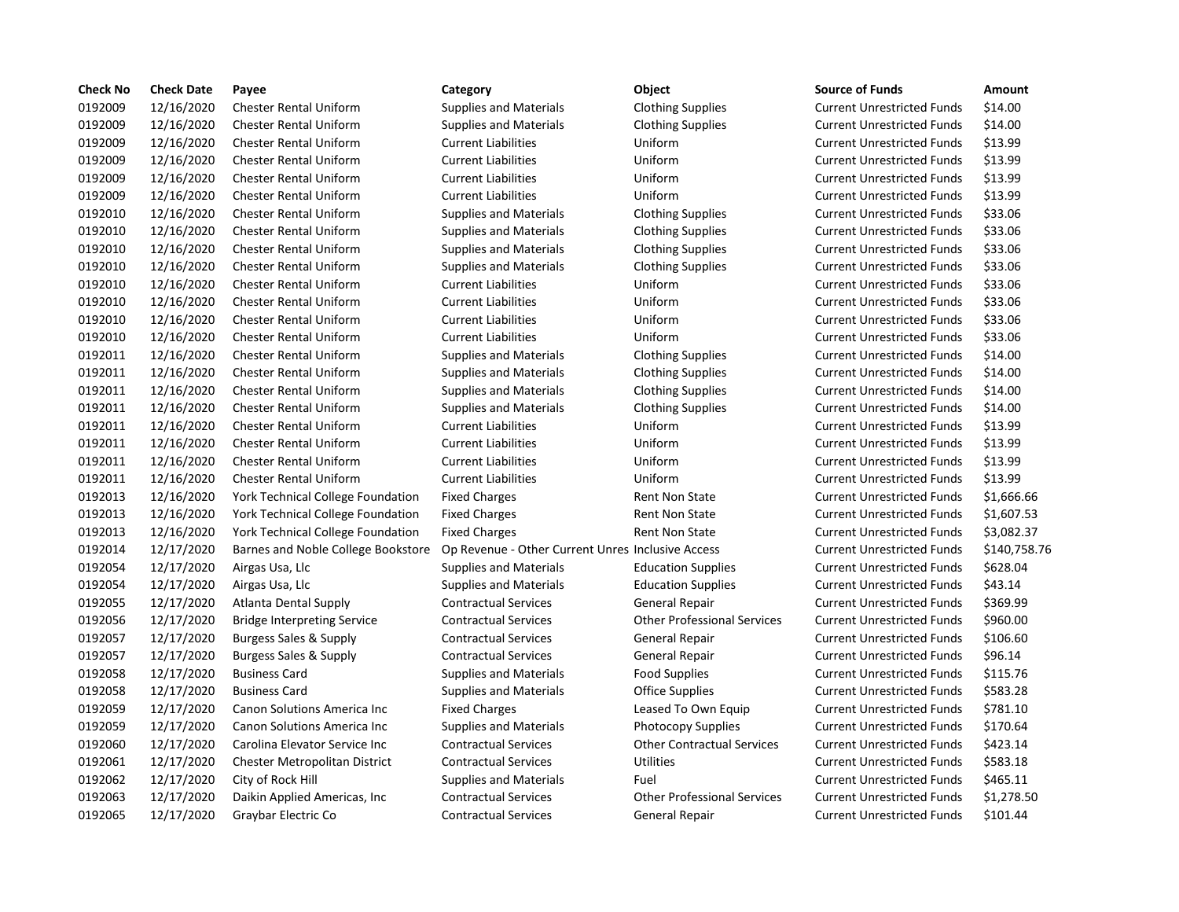| Check No | Check Date | Payee | Category | Object | Source of Funds | Amount |
|---|---|---|---|---|---|---|
| 0192009 | 12/16/2020 | Chester Rental Uniform | Supplies and Materials | Clothing Supplies | Current Unrestricted Funds | $14.00 |
| 0192009 | 12/16/2020 | Chester Rental Uniform | Supplies and Materials | Clothing Supplies | Current Unrestricted Funds | $14.00 |
| 0192009 | 12/16/2020 | Chester Rental Uniform | Current Liabilities | Uniform | Current Unrestricted Funds | $13.99 |
| 0192009 | 12/16/2020 | Chester Rental Uniform | Current Liabilities | Uniform | Current Unrestricted Funds | $13.99 |
| 0192009 | 12/16/2020 | Chester Rental Uniform | Current Liabilities | Uniform | Current Unrestricted Funds | $13.99 |
| 0192009 | 12/16/2020 | Chester Rental Uniform | Current Liabilities | Uniform | Current Unrestricted Funds | $13.99 |
| 0192010 | 12/16/2020 | Chester Rental Uniform | Supplies and Materials | Clothing Supplies | Current Unrestricted Funds | $33.06 |
| 0192010 | 12/16/2020 | Chester Rental Uniform | Supplies and Materials | Clothing Supplies | Current Unrestricted Funds | $33.06 |
| 0192010 | 12/16/2020 | Chester Rental Uniform | Supplies and Materials | Clothing Supplies | Current Unrestricted Funds | $33.06 |
| 0192010 | 12/16/2020 | Chester Rental Uniform | Supplies and Materials | Clothing Supplies | Current Unrestricted Funds | $33.06 |
| 0192010 | 12/16/2020 | Chester Rental Uniform | Current Liabilities | Uniform | Current Unrestricted Funds | $33.06 |
| 0192010 | 12/16/2020 | Chester Rental Uniform | Current Liabilities | Uniform | Current Unrestricted Funds | $33.06 |
| 0192010 | 12/16/2020 | Chester Rental Uniform | Current Liabilities | Uniform | Current Unrestricted Funds | $33.06 |
| 0192010 | 12/16/2020 | Chester Rental Uniform | Current Liabilities | Uniform | Current Unrestricted Funds | $33.06 |
| 0192011 | 12/16/2020 | Chester Rental Uniform | Supplies and Materials | Clothing Supplies | Current Unrestricted Funds | $14.00 |
| 0192011 | 12/16/2020 | Chester Rental Uniform | Supplies and Materials | Clothing Supplies | Current Unrestricted Funds | $14.00 |
| 0192011 | 12/16/2020 | Chester Rental Uniform | Supplies and Materials | Clothing Supplies | Current Unrestricted Funds | $14.00 |
| 0192011 | 12/16/2020 | Chester Rental Uniform | Supplies and Materials | Clothing Supplies | Current Unrestricted Funds | $14.00 |
| 0192011 | 12/16/2020 | Chester Rental Uniform | Current Liabilities | Uniform | Current Unrestricted Funds | $13.99 |
| 0192011 | 12/16/2020 | Chester Rental Uniform | Current Liabilities | Uniform | Current Unrestricted Funds | $13.99 |
| 0192011 | 12/16/2020 | Chester Rental Uniform | Current Liabilities | Uniform | Current Unrestricted Funds | $13.99 |
| 0192011 | 12/16/2020 | Chester Rental Uniform | Current Liabilities | Uniform | Current Unrestricted Funds | $13.99 |
| 0192013 | 12/16/2020 | York Technical College Foundation | Fixed Charges | Rent Non State | Current Unrestricted Funds | $1,666.66 |
| 0192013 | 12/16/2020 | York Technical College Foundation | Fixed Charges | Rent Non State | Current Unrestricted Funds | $1,607.53 |
| 0192013 | 12/16/2020 | York Technical College Foundation | Fixed Charges | Rent Non State | Current Unrestricted Funds | $3,082.37 |
| 0192014 | 12/17/2020 | Barnes and Noble College Bookstore | Op Revenue - Other Current Unres | Inclusive Access | Current Unrestricted Funds | $140,758.76 |
| 0192054 | 12/17/2020 | Airgas Usa, Llc | Supplies and Materials | Education Supplies | Current Unrestricted Funds | $628.04 |
| 0192054 | 12/17/2020 | Airgas Usa, Llc | Supplies and Materials | Education Supplies | Current Unrestricted Funds | $43.14 |
| 0192055 | 12/17/2020 | Atlanta Dental Supply | Contractual Services | General Repair | Current Unrestricted Funds | $369.99 |
| 0192056 | 12/17/2020 | Bridge Interpreting Service | Contractual Services | Other Professional Services | Current Unrestricted Funds | $960.00 |
| 0192057 | 12/17/2020 | Burgess Sales & Supply | Contractual Services | General Repair | Current Unrestricted Funds | $106.60 |
| 0192057 | 12/17/2020 | Burgess Sales & Supply | Contractual Services | General Repair | Current Unrestricted Funds | $96.14 |
| 0192058 | 12/17/2020 | Business Card | Supplies and Materials | Food Supplies | Current Unrestricted Funds | $115.76 |
| 0192058 | 12/17/2020 | Business Card | Supplies and Materials | Office Supplies | Current Unrestricted Funds | $583.28 |
| 0192059 | 12/17/2020 | Canon Solutions America Inc | Fixed Charges | Leased To Own Equip | Current Unrestricted Funds | $781.10 |
| 0192059 | 12/17/2020 | Canon Solutions America Inc | Supplies and Materials | Photocopy Supplies | Current Unrestricted Funds | $170.64 |
| 0192060 | 12/17/2020 | Carolina Elevator Service Inc | Contractual Services | Other Contractual Services | Current Unrestricted Funds | $423.14 |
| 0192061 | 12/17/2020 | Chester Metropolitan District | Contractual Services | Utilities | Current Unrestricted Funds | $583.18 |
| 0192062 | 12/17/2020 | City of Rock Hill | Supplies and Materials | Fuel | Current Unrestricted Funds | $465.11 |
| 0192063 | 12/17/2020 | Daikin Applied Americas, Inc | Contractual Services | Other Professional Services | Current Unrestricted Funds | $1,278.50 |
| 0192065 | 12/17/2020 | Graybar Electric Co | Contractual Services | General Repair | Current Unrestricted Funds | $101.44 |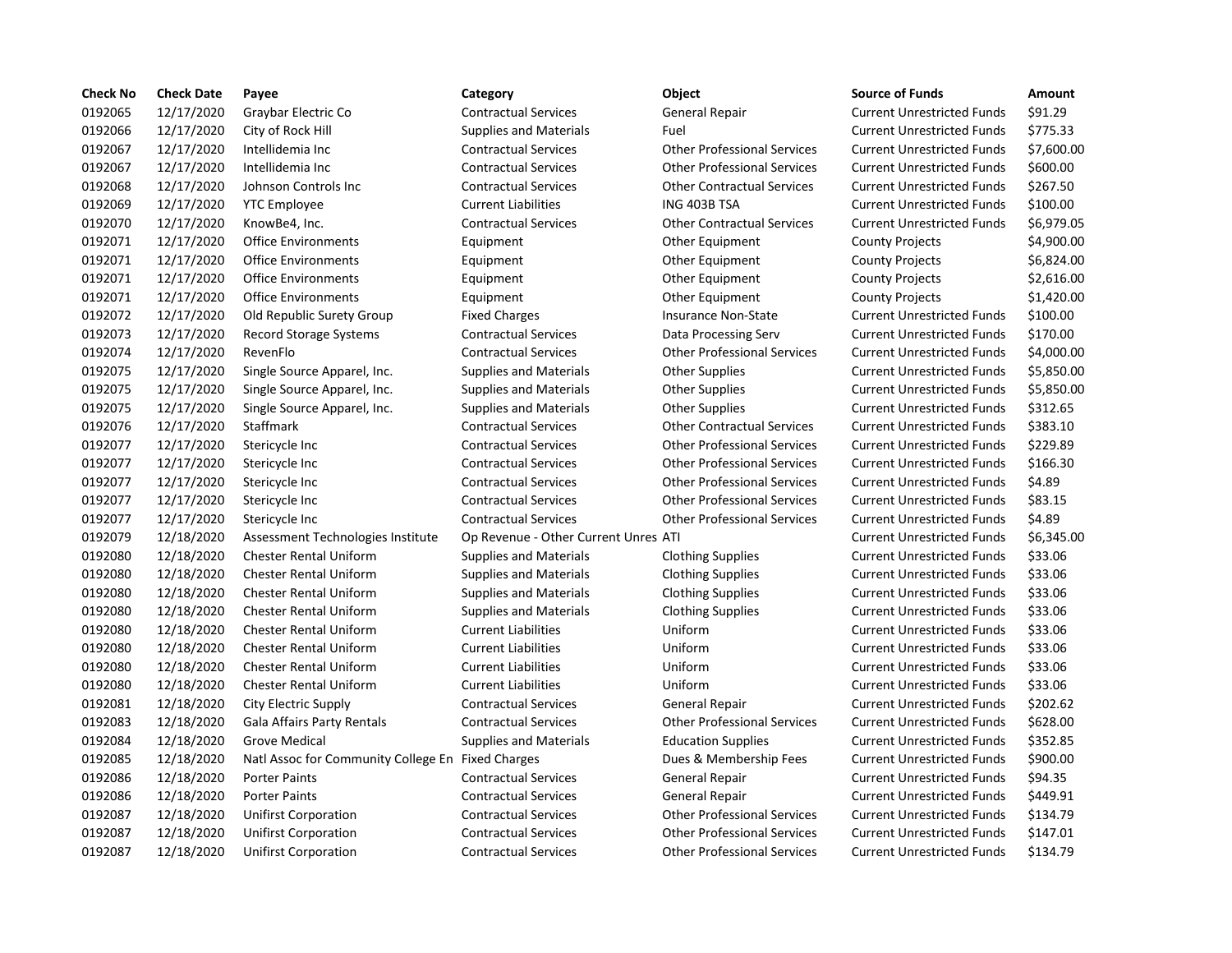| Check No | Check Date | Payee | Category | Object | Source of Funds | Amount |
|---|---|---|---|---|---|---|
| 0192065 | 12/17/2020 | Graybar Electric Co | Contractual Services | General Repair | Current Unrestricted Funds | $91.29 |
| 0192066 | 12/17/2020 | City of Rock Hill | Supplies and Materials | Fuel | Current Unrestricted Funds | $775.33 |
| 0192067 | 12/17/2020 | Intellidemia Inc | Contractual Services | Other Professional Services | Current Unrestricted Funds | $7,600.00 |
| 0192067 | 12/17/2020 | Intellidemia Inc | Contractual Services | Other Professional Services | Current Unrestricted Funds | $600.00 |
| 0192068 | 12/17/2020 | Johnson Controls Inc | Contractual Services | Other Contractual Services | Current Unrestricted Funds | $267.50 |
| 0192069 | 12/17/2020 | YTC Employee | Current Liabilities | ING 403B TSA | Current Unrestricted Funds | $100.00 |
| 0192070 | 12/17/2020 | KnowBe4, Inc. | Contractual Services | Other Contractual Services | Current Unrestricted Funds | $6,979.05 |
| 0192071 | 12/17/2020 | Office Environments | Equipment | Other Equipment | County Projects | $4,900.00 |
| 0192071 | 12/17/2020 | Office Environments | Equipment | Other Equipment | County Projects | $6,824.00 |
| 0192071 | 12/17/2020 | Office Environments | Equipment | Other Equipment | County Projects | $2,616.00 |
| 0192071 | 12/17/2020 | Office Environments | Equipment | Other Equipment | County Projects | $1,420.00 |
| 0192072 | 12/17/2020 | Old Republic Surety Group | Fixed Charges | Insurance Non-State | Current Unrestricted Funds | $100.00 |
| 0192073 | 12/17/2020 | Record Storage Systems | Contractual Services | Data Processing Serv | Current Unrestricted Funds | $170.00 |
| 0192074 | 12/17/2020 | RevenFlo | Contractual Services | Other Professional Services | Current Unrestricted Funds | $4,000.00 |
| 0192075 | 12/17/2020 | Single Source Apparel, Inc. | Supplies and Materials | Other Supplies | Current Unrestricted Funds | $5,850.00 |
| 0192075 | 12/17/2020 | Single Source Apparel, Inc. | Supplies and Materials | Other Supplies | Current Unrestricted Funds | $5,850.00 |
| 0192075 | 12/17/2020 | Single Source Apparel, Inc. | Supplies and Materials | Other Supplies | Current Unrestricted Funds | $312.65 |
| 0192076 | 12/17/2020 | Staffmark | Contractual Services | Other Contractual Services | Current Unrestricted Funds | $383.10 |
| 0192077 | 12/17/2020 | Stericycle Inc | Contractual Services | Other Professional Services | Current Unrestricted Funds | $229.89 |
| 0192077 | 12/17/2020 | Stericycle Inc | Contractual Services | Other Professional Services | Current Unrestricted Funds | $166.30 |
| 0192077 | 12/17/2020 | Stericycle Inc | Contractual Services | Other Professional Services | Current Unrestricted Funds | $4.89 |
| 0192077 | 12/17/2020 | Stericycle Inc | Contractual Services | Other Professional Services | Current Unrestricted Funds | $83.15 |
| 0192077 | 12/17/2020 | Stericycle Inc | Contractual Services | Other Professional Services | Current Unrestricted Funds | $4.89 |
| 0192079 | 12/18/2020 | Assessment Technologies Institute | Op Revenue - Other Current Unres | ATI | Current Unrestricted Funds | $6,345.00 |
| 0192080 | 12/18/2020 | Chester Rental Uniform | Supplies and Materials | Clothing Supplies | Current Unrestricted Funds | $33.06 |
| 0192080 | 12/18/2020 | Chester Rental Uniform | Supplies and Materials | Clothing Supplies | Current Unrestricted Funds | $33.06 |
| 0192080 | 12/18/2020 | Chester Rental Uniform | Supplies and Materials | Clothing Supplies | Current Unrestricted Funds | $33.06 |
| 0192080 | 12/18/2020 | Chester Rental Uniform | Supplies and Materials | Clothing Supplies | Current Unrestricted Funds | $33.06 |
| 0192080 | 12/18/2020 | Chester Rental Uniform | Current Liabilities | Uniform | Current Unrestricted Funds | $33.06 |
| 0192080 | 12/18/2020 | Chester Rental Uniform | Current Liabilities | Uniform | Current Unrestricted Funds | $33.06 |
| 0192080 | 12/18/2020 | Chester Rental Uniform | Current Liabilities | Uniform | Current Unrestricted Funds | $33.06 |
| 0192080 | 12/18/2020 | Chester Rental Uniform | Current Liabilities | Uniform | Current Unrestricted Funds | $33.06 |
| 0192081 | 12/18/2020 | City Electric Supply | Contractual Services | General Repair | Current Unrestricted Funds | $202.62 |
| 0192083 | 12/18/2020 | Gala Affairs Party Rentals | Contractual Services | Other Professional Services | Current Unrestricted Funds | $628.00 |
| 0192084 | 12/18/2020 | Grove Medical | Supplies and Materials | Education Supplies | Current Unrestricted Funds | $352.85 |
| 0192085 | 12/18/2020 | Natl Assoc for Community College En | Fixed Charges | Dues & Membership Fees | Current Unrestricted Funds | $900.00 |
| 0192086 | 12/18/2020 | Porter Paints | Contractual Services | General Repair | Current Unrestricted Funds | $94.35 |
| 0192086 | 12/18/2020 | Porter Paints | Contractual Services | General Repair | Current Unrestricted Funds | $449.91 |
| 0192087 | 12/18/2020 | Unifirst Corporation | Contractual Services | Other Professional Services | Current Unrestricted Funds | $134.79 |
| 0192087 | 12/18/2020 | Unifirst Corporation | Contractual Services | Other Professional Services | Current Unrestricted Funds | $147.01 |
| 0192087 | 12/18/2020 | Unifirst Corporation | Contractual Services | Other Professional Services | Current Unrestricted Funds | $134.79 |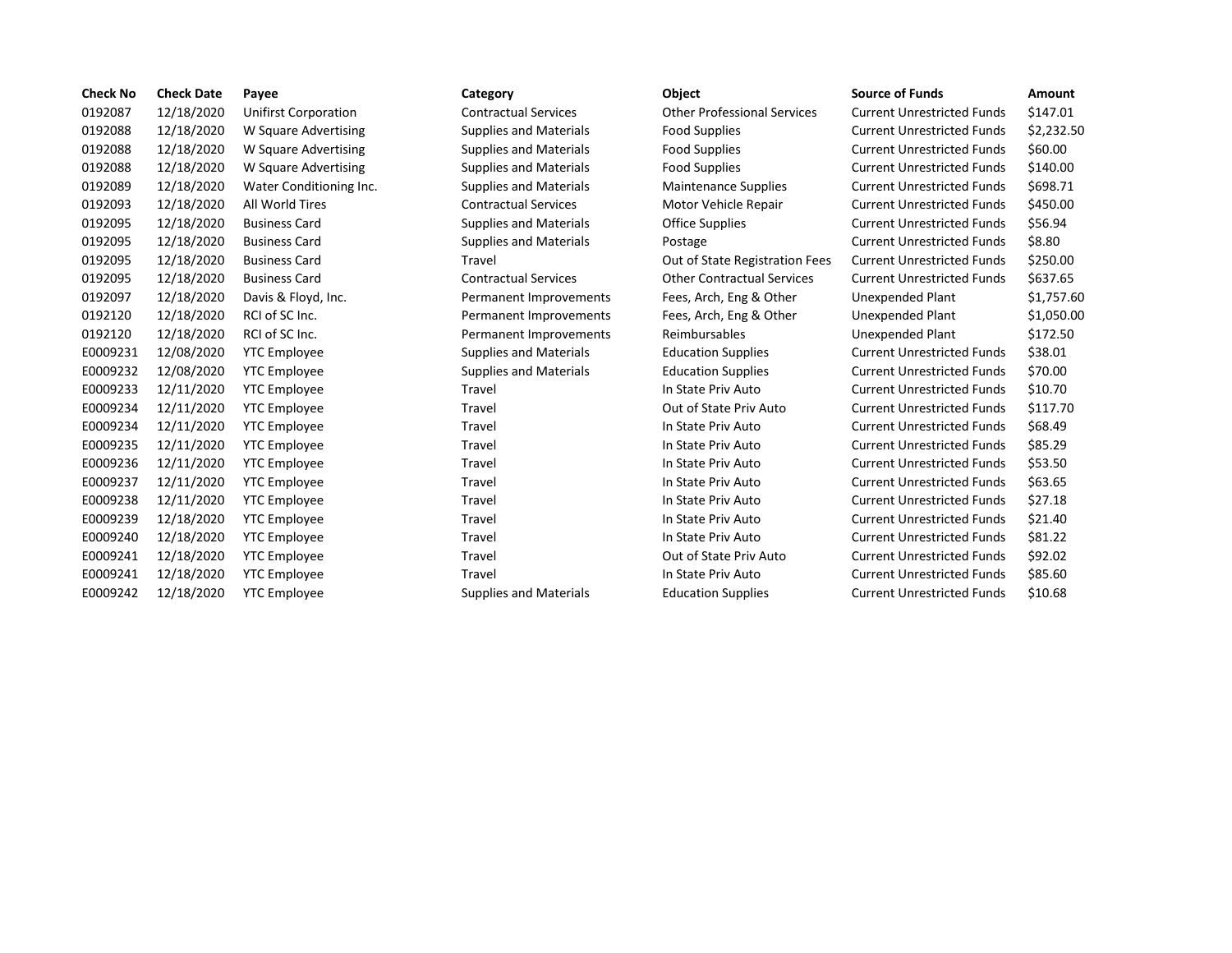| Check No | Check Date | Payee | Category | Object | Source of Funds | Amount |
|---|---|---|---|---|---|---|
| 0192087 | 12/18/2020 | Unifirst Corporation | Contractual Services | Other Professional Services | Current Unrestricted Funds | $147.01 |
| 0192088 | 12/18/2020 | W Square Advertising | Supplies and Materials | Food Supplies | Current Unrestricted Funds | $2,232.50 |
| 0192088 | 12/18/2020 | W Square Advertising | Supplies and Materials | Food Supplies | Current Unrestricted Funds | $60.00 |
| 0192088 | 12/18/2020 | W Square Advertising | Supplies and Materials | Food Supplies | Current Unrestricted Funds | $140.00 |
| 0192089 | 12/18/2020 | Water Conditioning Inc. | Supplies and Materials | Maintenance Supplies | Current Unrestricted Funds | $698.71 |
| 0192093 | 12/18/2020 | All World Tires | Contractual Services | Motor Vehicle Repair | Current Unrestricted Funds | $450.00 |
| 0192095 | 12/18/2020 | Business Card | Supplies and Materials | Office Supplies | Current Unrestricted Funds | $56.94 |
| 0192095 | 12/18/2020 | Business Card | Supplies and Materials | Postage | Current Unrestricted Funds | $8.80 |
| 0192095 | 12/18/2020 | Business Card | Travel | Out of State Registration Fees | Current Unrestricted Funds | $250.00 |
| 0192095 | 12/18/2020 | Business Card | Contractual Services | Other Contractual Services | Current Unrestricted Funds | $637.65 |
| 0192097 | 12/18/2020 | Davis & Floyd, Inc. | Permanent Improvements | Fees, Arch, Eng & Other | Unexpended Plant | $1,757.60 |
| 0192120 | 12/18/2020 | RCI of SC Inc. | Permanent Improvements | Fees, Arch, Eng & Other | Unexpended Plant | $1,050.00 |
| 0192120 | 12/18/2020 | RCI of SC Inc. | Permanent Improvements | Reimbursables | Unexpended Plant | $172.50 |
| E0009231 | 12/08/2020 | YTC Employee | Supplies and Materials | Education Supplies | Current Unrestricted Funds | $38.01 |
| E0009232 | 12/08/2020 | YTC Employee | Supplies and Materials | Education Supplies | Current Unrestricted Funds | $70.00 |
| E0009233 | 12/11/2020 | YTC Employee | Travel | In State Priv Auto | Current Unrestricted Funds | $10.70 |
| E0009234 | 12/11/2020 | YTC Employee | Travel | Out of State Priv Auto | Current Unrestricted Funds | $117.70 |
| E0009234 | 12/11/2020 | YTC Employee | Travel | In State Priv Auto | Current Unrestricted Funds | $68.49 |
| E0009235 | 12/11/2020 | YTC Employee | Travel | In State Priv Auto | Current Unrestricted Funds | $85.29 |
| E0009236 | 12/11/2020 | YTC Employee | Travel | In State Priv Auto | Current Unrestricted Funds | $53.50 |
| E0009237 | 12/11/2020 | YTC Employee | Travel | In State Priv Auto | Current Unrestricted Funds | $63.65 |
| E0009238 | 12/11/2020 | YTC Employee | Travel | In State Priv Auto | Current Unrestricted Funds | $27.18 |
| E0009239 | 12/18/2020 | YTC Employee | Travel | In State Priv Auto | Current Unrestricted Funds | $21.40 |
| E0009240 | 12/18/2020 | YTC Employee | Travel | In State Priv Auto | Current Unrestricted Funds | $81.22 |
| E0009241 | 12/18/2020 | YTC Employee | Travel | Out of State Priv Auto | Current Unrestricted Funds | $92.02 |
| E0009241 | 12/18/2020 | YTC Employee | Travel | In State Priv Auto | Current Unrestricted Funds | $85.60 |
| E0009242 | 12/18/2020 | YTC Employee | Supplies and Materials | Education Supplies | Current Unrestricted Funds | $10.68 |